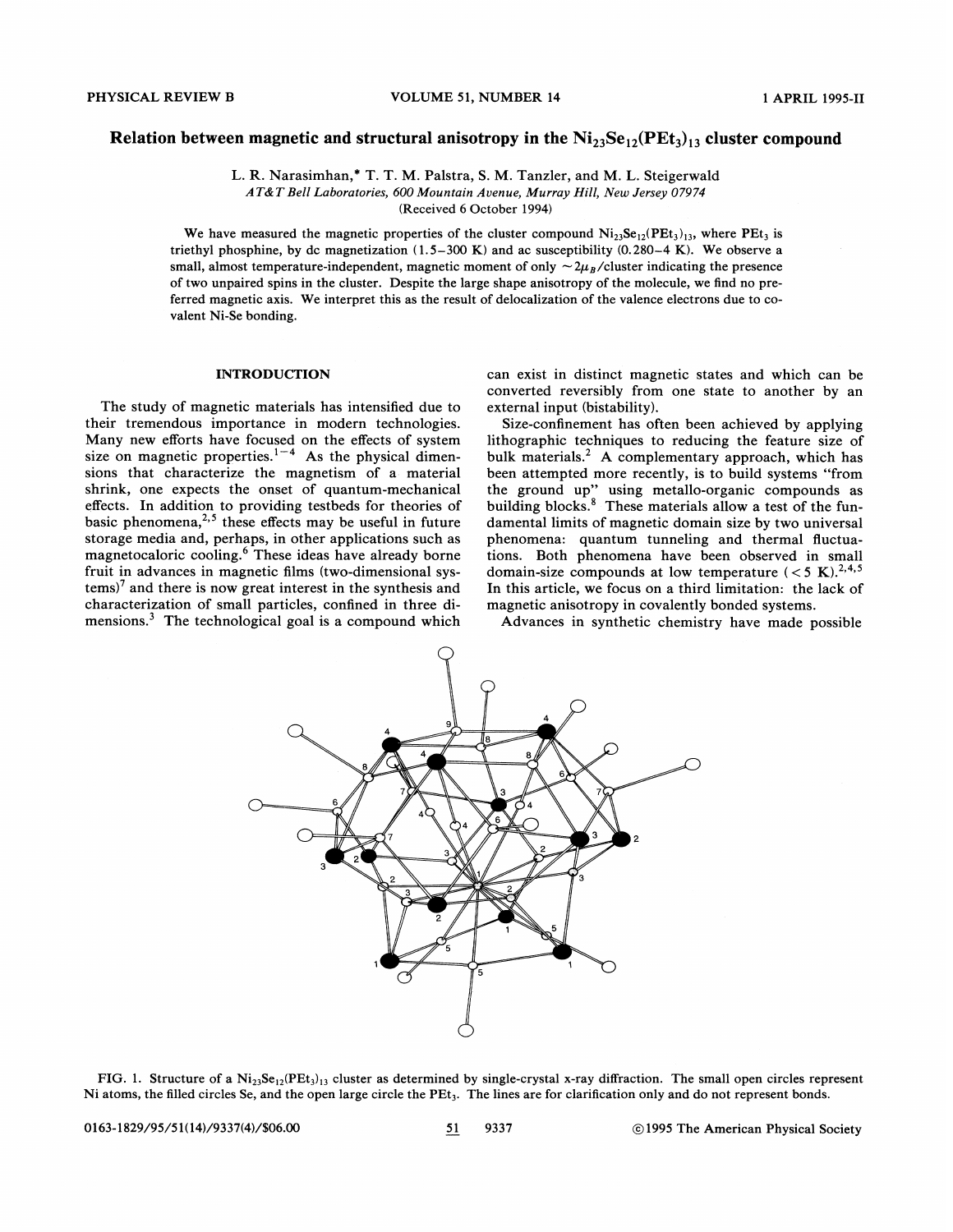# Relation between magnetic and structural anisotropy in the $Ni_{23}Se_{12}(PEt_3)_{13}$ cluster compound

L. R. Narasimhan,* T. T. M. Palstra, S. M. Tanzler, and M. L. Steigerwald

*AT&T Bell Laboratories, 600 Mountain Avenue, Murray Hill, New Jersey 07974*

(Received 6 October 1994)

We have measured the magnetic properties of the cluster compound $Ni_{23}Se_{12}(PEt_3)_{13}$, where $PEt_3$ is triethyl phosphine, by dc magnetization (1.5–300 K) and ac susceptibility (0.280–4 K). We observe a small, almost temperature-independent, magnetic moment of only $\sim 2\mu_B$/cluster indicating the presence of two unpaired spins in the cluster. Despite the large shape anisotropy of the molecule, we find no preferred magnetic axis. We interpret this as the result of delocalization of the valence electrons due to covalent Ni-Se bonding.

## INTRODUCTION

The study of magnetic materials has intensified due to their tremendous importance in modern technologies. Many new efforts have focused on the effects of system size on magnetic properties.[1–4] As the physical dimensions that characterize the magnetism of a material shrink, one expects the onset of quantum-mechanical effects. In addition to providing testbeds for theories of basic phenomena,[2,5] these effects may be useful in future storage media and, perhaps, in other applications such as magnetocaloric cooling.[6] These ideas have already borne fruit in advances in magnetic films (two-dimensional systems)[7] and there is now great interest in the synthesis and characterization of small particles, confined in three dimensions.[3] The technological goal is a compound which can exist in distinct magnetic states and which can be converted reversibly from one state to another by an external input (bistability).

Size-confinement has often been achieved by applying lithographic techniques to reducing the feature size of bulk materials.[2] A complementary approach, which has been attempted more recently, is to build systems "from the ground up" using metallo-organic compounds as building blocks.[8] These materials allow a test of the fundamental limits of magnetic domain size by two universal phenomena: quantum tunneling and thermal fluctuations. Both phenomena have been observed in small domain-size compounds at low temperature (< 5 K).[2,4,5] In this article, we focus on a third limitation: the lack of magnetic anisotropy in covalently bonded systems.

Advances in synthetic chemistry have made possible

FIG. 1. Structure of a $Ni_{23}Se_{12}(PEt_3)_{13}$ cluster as determined by single-crystal x-ray diffraction. The small open circles represent Ni atoms, the filled circles Se, and the open large circle the $PEt_3$. The lines are for clarification only and do not represent bonds.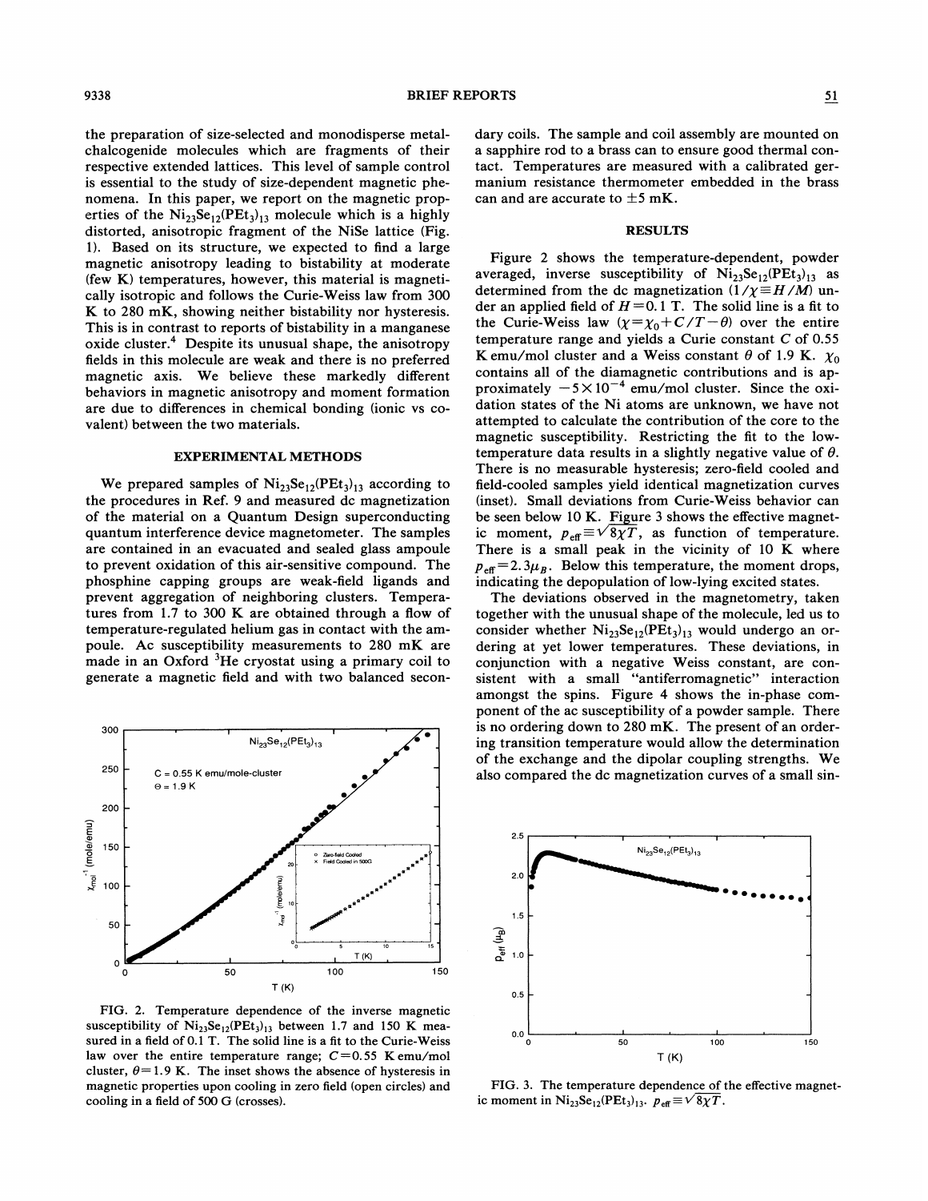the preparation of size-selected and monodisperse metal-chalcogenide molecules which are fragments of their respective extended lattices. This level of sample control is essential to the study of size-dependent magnetic phenomena. In this paper, we report on the magnetic properties of the $Ni_{23}Se_{12}(PEt_3)_{13}$ molecule which is a highly distorted, anisotropic fragment of the NiSe lattice (Fig. 1). Based on its structure, we expected to find a large magnetic anisotropy leading to bistability at moderate (few K) temperatures, however, this material is magnetically isotropic and follows the Curie-Weiss law from 300 K to 280 mK, showing neither bistability nor hysteresis. This is in contrast to reports of bistability in a manganese oxide cluster.[4] Despite its unusual shape, the anisotropy fields in this molecule are weak and there is no preferred magnetic axis. We believe these markedly different behaviors in magnetic anisotropy and moment formation are due to differences in chemical bonding (ionic vs covalent) between the two materials.

## EXPERIMENTAL METHODS

We prepared samples of $Ni_{23}Se_{12}(PEt_3)_{13}$ according to the procedures in Ref. 9 and measured dc magnetization of the material on a Quantum Design superconducting quantum interference device magnetometer. The samples are contained in an evacuated and sealed glass ampoule to prevent oxidation of this air-sensitive compound. The phosphine capping groups are weak-field ligands and prevent aggregation of neighboring clusters. Temperatures from 1.7 to 300 K are obtained through a flow of temperature-regulated helium gas in contact with the ampoule. Ac susceptibility measurements to 280 mK are made in an Oxford $^3He$ cryostat using a primary coil to generate a magnetic field and with two balanced secondary coils. The sample and coil assembly are mounted on a sapphire rod to a brass can to ensure good thermal contact. Temperatures are measured with a calibrated germanium resistance thermometer embedded in the brass can and are accurate to $\pm 5$ mK.

## RESULTS

Figure 2 shows the temperature-dependent, powder averaged, inverse susceptibility of $Ni_{23}Se_{12}(PEt_3)_{13}$ as determined from the dc magnetization ($1/\chi \equiv H/M$) under an applied field of $H = 0.1$ T. The solid line is a fit to the Curie-Weiss law ($\chi = \chi_0 + C/T - \theta$) over the entire temperature range and yields a Curie constant $C$ of 0.55 K emu/mol cluster and a Weiss constant $\theta$ of 1.9 K. $\chi_0$ contains all of the diamagnetic contributions and is approximately $-5 \times 10^{-4}$ emu/mol cluster. Since the oxidation states of the Ni atoms are unknown, we have not attempted to calculate the contribution of the core to the magnetic susceptibility. Restricting the fit to the low-temperature data results in a slightly negative value of $\theta$. There is no measurable hysteresis; zero-field cooled and field-cooled samples yield identical magnetization curves (inset). Small deviations from Curie-Weiss behavior can be seen below 10 K. Figure 3 shows the effective magnetic moment, $p_{\mathrm{eff}} \equiv \sqrt{8\chi T}$, as function of temperature. There is a small peak in the vicinity of 10 K where $p_{\mathrm{eff}} = 2.3\mu_B$. Below this temperature, the moment drops, indicating the depopulation of low-lying excited states.

The deviations observed in the magnetometry, taken together with the unusual shape of the molecule, led us to consider whether $Ni_{23}Se_{12}(PEt_3)_{13}$ would undergo an ordering at yet lower temperatures. These deviations, in conjunction with a negative Weiss constant, are consistent with a small "antiferromagnetic" interaction amongst the spins. Figure 4 shows the in-phase component of the ac susceptibility of a powder sample. There is no ordering down to 280 mK. The present of an ordering transition temperature would allow the determination of the exchange and the dipolar coupling strengths. We also compared the dc magnetization curves of a small sin-

FIG. 2. Temperature dependence of the inverse magnetic susceptibility of $Ni_{23}Se_{12}(PEt_3)_{13}$ between 1.7 and 150 K measured in a field of 0.1 T. The solid line is a fit to the Curie-Weiss law over the entire temperature range; $C = 0.55$ K emu/mol cluster, $\theta = 1.9$ K. The inset shows the absence of hysteresis in magnetic properties upon cooling in zero field (open circles) and cooling in a field of 500 G (crosses).

FIG. 3. The temperature dependence of the effective magnetic moment in $Ni_{23}Se_{12}(PEt_3)_{13}$. $p_{\mathrm{eff}} \equiv \sqrt{8\chi T}$.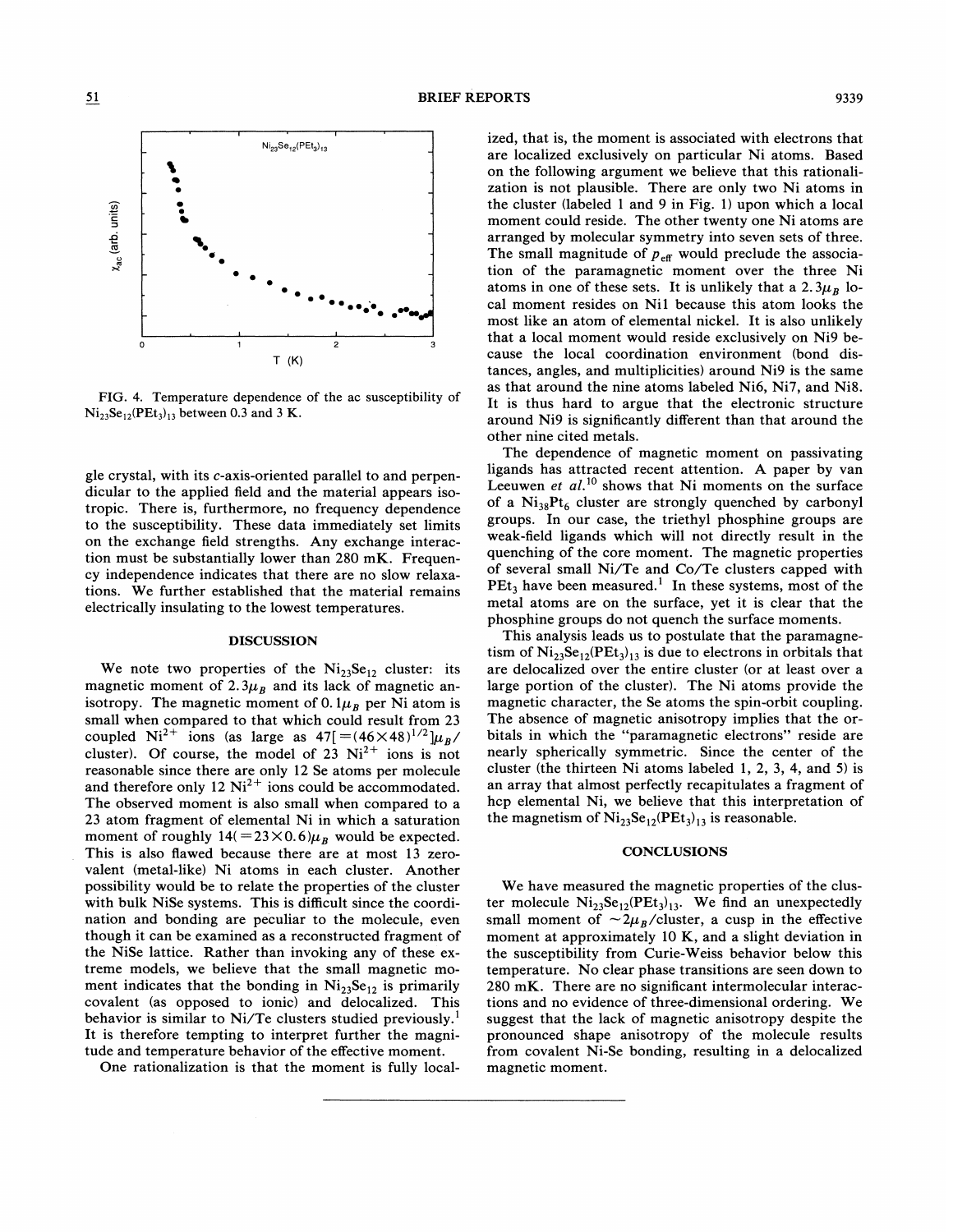FIG. 4. Temperature dependence of the ac susceptibility of $Ni_{23}Se_{12}(PEt_3)_{13}$ between 0.3 and 3 K.

gle crystal, with its *c*-axis-oriented parallel to and perpendicular to the applied field and the material appears isotropic. There is, furthermore, no frequency dependence to the susceptibility. These data immediately set limits on the exchange field strengths. Any exchange interaction must be substantially lower than 280 mK. Frequency independence indicates that there are no slow relaxations. We further established that the material remains electrically insulating to the lowest temperatures.

## DISCUSSION

We note two properties of the $Ni_{23}Se_{12}$ cluster: its magnetic moment of $2.3\mu_B$ and its lack of magnetic anisotropy. The magnetic moment of $0.1\mu_B$ per Ni atom is small when compared to that which could result from 23 coupled $Ni^{2+}$ ions (as large as $47[=(46\times48)^{1/2}]\mu_B$/cluster). Of course, the model of 23 $Ni^{2+}$ ions is not reasonable since there are only 12 Se atoms per molecule and therefore only 12 $Ni^{2+}$ ions could be accommodated. The observed moment is also small when compared to a 23 atom fragment of elemental Ni in which a saturation moment of roughly $14(=23\times0.6)\mu_B$ would be expected. This is also flawed because there are at most 13 zero-valent (metal-like) Ni atoms in each cluster. Another possibility would be to relate the properties of the cluster with bulk NiSe systems. This is difficult since the coordination and bonding are peculiar to the molecule, even though it can be examined as a reconstructed fragment of the NiSe lattice. Rather than invoking any of these extreme models, we believe that the small magnetic moment indicates that the bonding in $Ni_{23}Se_{12}$ is primarily covalent (as opposed to ionic) and delocalized. This behavior is similar to Ni/Te clusters studied previously.[1] It is therefore tempting to interpret further the magnitude and temperature behavior of the effective moment.

One rationalization is that the moment is fully localized, that is, the moment is associated with electrons that are localized exclusively on particular Ni atoms. Based on the following argument we believe that this rationalization is not plausible. There are only two Ni atoms in the cluster (labeled 1 and 9 in Fig. 1) upon which a local moment could reside. The other twenty one Ni atoms are arranged by molecular symmetry into seven sets of three. The small magnitude of $p_{\text{eff}}$ would preclude the association of the paramagnetic moment over the three Ni atoms in one of these sets. It is unlikely that a $2.3\mu_B$ local moment resides on Ni1 because this atom looks the most like an atom of elemental nickel. It is also unlikely that a local moment would reside exclusively on Ni9 because the local coordination environment (bond distances, angles, and multiplicities) around Ni9 is the same as that around the nine atoms labeled Ni6, Ni7, and Ni8. It is thus hard to argue that the electronic structure around Ni9 is significantly different than that around the other nine cited metals.

The dependence of magnetic moment on passivating ligands has attracted recent attention. A paper by van Leeuwen *et al.*[10] shows that Ni moments on the surface of a $Ni_{38}Pt_6$ cluster are strongly quenched by carbonyl groups. In our case, the triethyl phosphine groups are weak-field ligands which will not directly result in the quenching of the core moment. The magnetic properties of several small Ni/Te and Co/Te clusters capped with $PEt_3$ have been measured.[1] In these systems, most of the metal atoms are on the surface, yet it is clear that the phosphine groups do not quench the surface moments.

This analysis leads us to postulate that the paramagnetism of $Ni_{23}Se_{12}(PEt_3)_{13}$ is due to electrons in orbitals that are delocalized over the entire cluster (or at least over a large portion of the cluster). The Ni atoms provide the magnetic character, the Se atoms the spin-orbit coupling. The absence of magnetic anisotropy implies that the orbitals in which the "paramagnetic electrons" reside are nearly spherically symmetric. Since the center of the cluster (the thirteen Ni atoms labeled 1, 2, 3, 4, and 5) is an array that almost perfectly recapitulates a fragment of hcp elemental Ni, we believe that this interpretation of the magnetism of $Ni_{23}Se_{12}(PEt_3)_{13}$ is reasonable.

## CONCLUSIONS

We have measured the magnetic properties of the cluster molecule $Ni_{23}Se_{12}(PEt_3)_{13}$. We find an unexpectedly small moment of $\sim2\mu_B$/cluster, a cusp in the effective moment at approximately 10 K, and a slight deviation in the susceptibility from Curie-Weiss behavior below this temperature. No clear phase transitions are seen down to 280 mK. There are no significant intermolecular interactions and no evidence of three-dimensional ordering. We suggest that the lack of magnetic anisotropy despite the pronounced shape anisotropy of the molecule results from covalent Ni-Se bonding, resulting in a delocalized magnetic moment.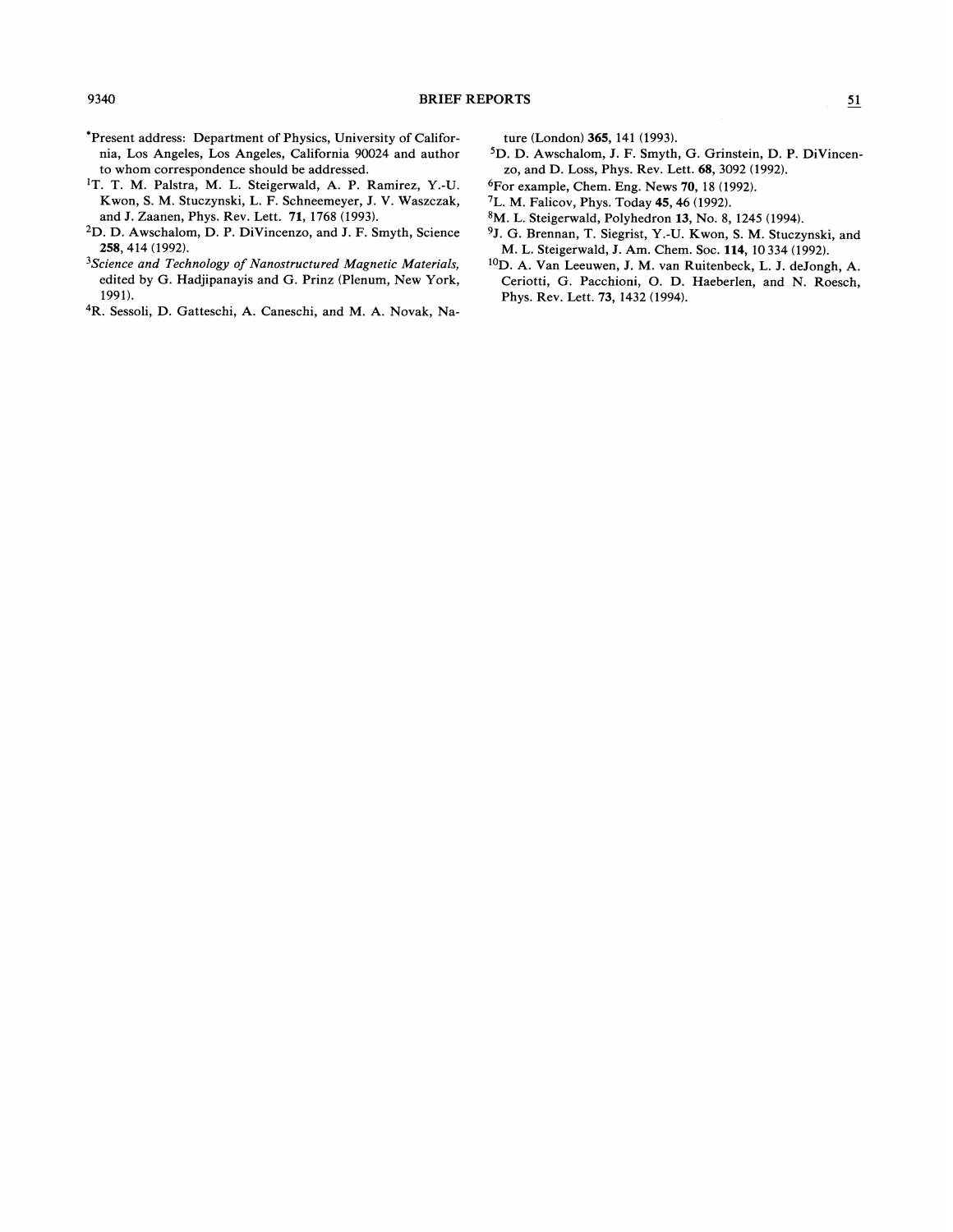*Present address: Department of Physics, University of California, Los Angeles, Los Angeles, California 90024 and author to whom correspondence should be addressed.

[1] T. T. M. Palstra, M. L. Steigerwald, A. P. Ramirez, Y.-U. Kwon, S. M. Stuczynski, L. F. Schneemeyer, J. V. Waszczak, and J. Zaanen, Phys. Rev. Lett. **71**, 1768 (1993).

[2] D. D. Awschalom, D. P. DiVincenzo, and J. F. Smyth, Science **258**, 414 (1992).

[3] *Science and Technology of Nanostructured Magnetic Materials,* edited by G. Hadjipanayis and G. Prinz (Plenum, New York, 1991).

[4] R. Sessoli, D. Gatteschi, A. Caneschi, and M. A. Novak, Nature (London) **365**, 141 (1993).

[5] D. D. Awschalom, J. F. Smyth, G. Grinstein, D. P. DiVincenzo, and D. Loss, Phys. Rev. Lett. **68**, 3092 (1992).

[6] For example, Chem. Eng. News **70**, 18 (1992).

[7] L. M. Falicov, Phys. Today **45**, 46 (1992).

[8] M. L. Steigerwald, Polyhedron **13**, No. 8, 1245 (1994).

[9] J. G. Brennan, T. Siegrist, Y.-U. Kwon, S. M. Stuczynski, and M. L. Steigerwald, J. Am. Chem. Soc. **114**, 10 334 (1992).

[10] D. A. Van Leeuwen, J. M. van Ruitenbeck, L. J. deJongh, A. Ceriotti, G. Pacchioni, O. D. Haeberlen, and N. Roesch, Phys. Rev. Lett. **73**, 1432 (1994).